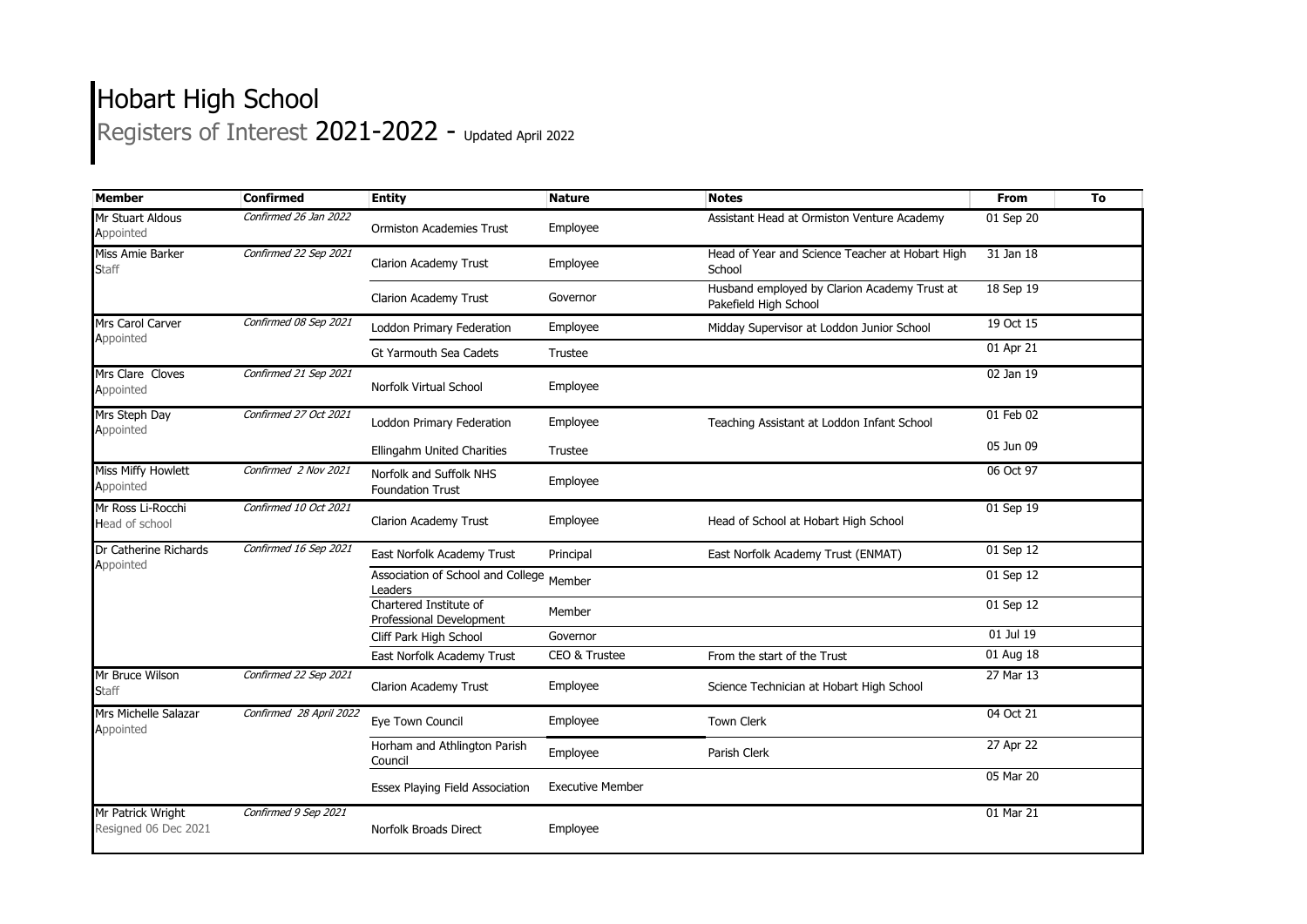# Hobart High School

## Registers of Interest 2021-2022 - Updated April 2022

| Member | Confirmed | Entity | Nature | Notes | From | To |
|---|---|---|---|---|---|---|
| Mr Stuart Aldous Appointed | *Confirmed 26 Jan 2022* | Ormiston Academies Trust | Employee | Assistant Head at Ormiston Venture Academy | 01 Sep 20 | |
| Miss Amie Barker Staff | *Confirmed 22 Sep 2021* | Clarion Academy Trust | Employee | Head of Year and Science Teacher at Hobart High School | 31 Jan 18 | |
| | | Clarion Academy Trust | Governor | Husband employed by Clarion Academy Trust at Pakefield High School | 18 Sep 19 | |
| Mrs Carol Carver Appointed | *Confirmed 08 Sep 2021* | Loddon Primary Federation | Employee | Midday Supervisor at Loddon Junior School | 19 Oct 15 | |
| | | Gt Yarmouth Sea Cadets | Trustee | | 01 Apr 21 | |
| Mrs Clare Cloves Appointed | *Confirmed 21 Sep 2021* | Norfolk Virtual School | Employee | | 02 Jan 19 | |
| Mrs Steph Day Appointed | *Confirmed 27 Oct 2021* | Loddon Primary Federation | Employee | Teaching Assistant at Loddon Infant School | 01 Feb 02 | |
| | | Ellingahm United Charities | Trustee | | 05 Jun 09 | |
| Miss Miffy Howlett Appointed | *Confirmed 2 Nov 2021* | Norfolk and Suffolk NHS Foundation Trust | Employee | | 06 Oct 97 | |
| Mr Ross Li-Rocchi Head of school | *Confirmed 10 Oct 2021* | Clarion Academy Trust | Employee | Head of School at Hobart High School | 01 Sep 19 | |
| Dr Catherine Richards Appointed | *Confirmed 16 Sep 2021* | East Norfolk Academy Trust | Principal | East Norfolk Academy Trust (ENMAT) | 01 Sep 12 | |
| | | Association of School and College Leaders | Member | | 01 Sep 12 | |
| | | Chartered Institute of Professional Development | Member | | 01 Sep 12 | |
| | | Cliff Park High School | Governor | | 01 Jul 19 | |
| | | East Norfolk Academy Trust | CEO & Trustee | From the start of the Trust | 01 Aug 18 | |
| Mr Bruce Wilson Staff | *Confirmed 22 Sep 2021* | Clarion Academy Trust | Employee | Science Technician at Hobart High School | 27 Mar 13 | |
| Mrs Michelle Salazar Appointed | *Confirmed 28 April 2022* | Eye Town Council | Employee | Town Clerk | 04 Oct 21 | |
| | | Horham and Athlington Parish Council | Employee | Parish Clerk | 27 Apr 22 | |
| | | Essex Playing Field Association | Executive Member | | 05 Mar 20 | |
| Mr Patrick Wright Resigned 06 Dec 2021 | *Confirmed 9 Sep 2021* | Norfolk Broads Direct | Employee | | 01 Mar 21 | |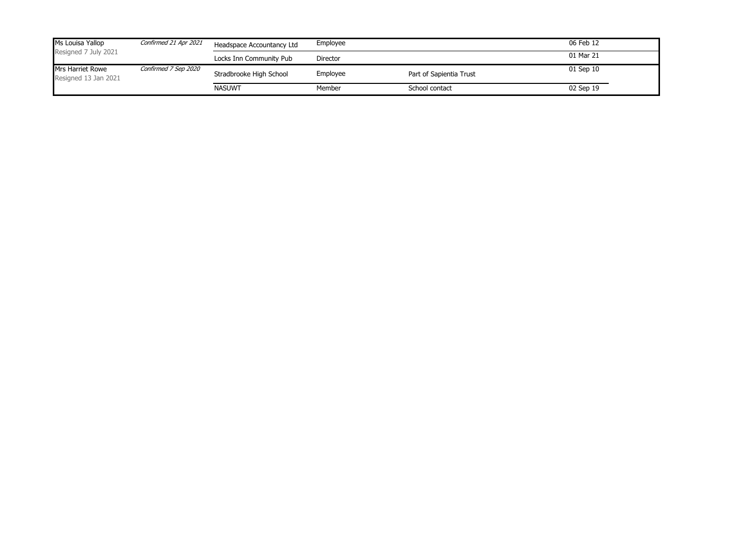| | | | | | |
|---|---|---|---|---|---|
| Ms Louisa Yallop<br>Resigned 7 July 2021 | *Confirmed 21 Apr 2021* | Headspace Accountancy Ltd | Employee | | 06 Feb 12 |
| | | Locks Inn Community Pub | Director | | 01 Mar 21 |
| Mrs Harriet Rowe<br>Resigned 13 Jan 2021 | *Confirmed 7 Sep 2020* | Stradbrooke High School | Employee | Part of Sapientia Trust | 01 Sep 10 |
| | | NASUWT | Member | School contact | 02 Sep 19 |